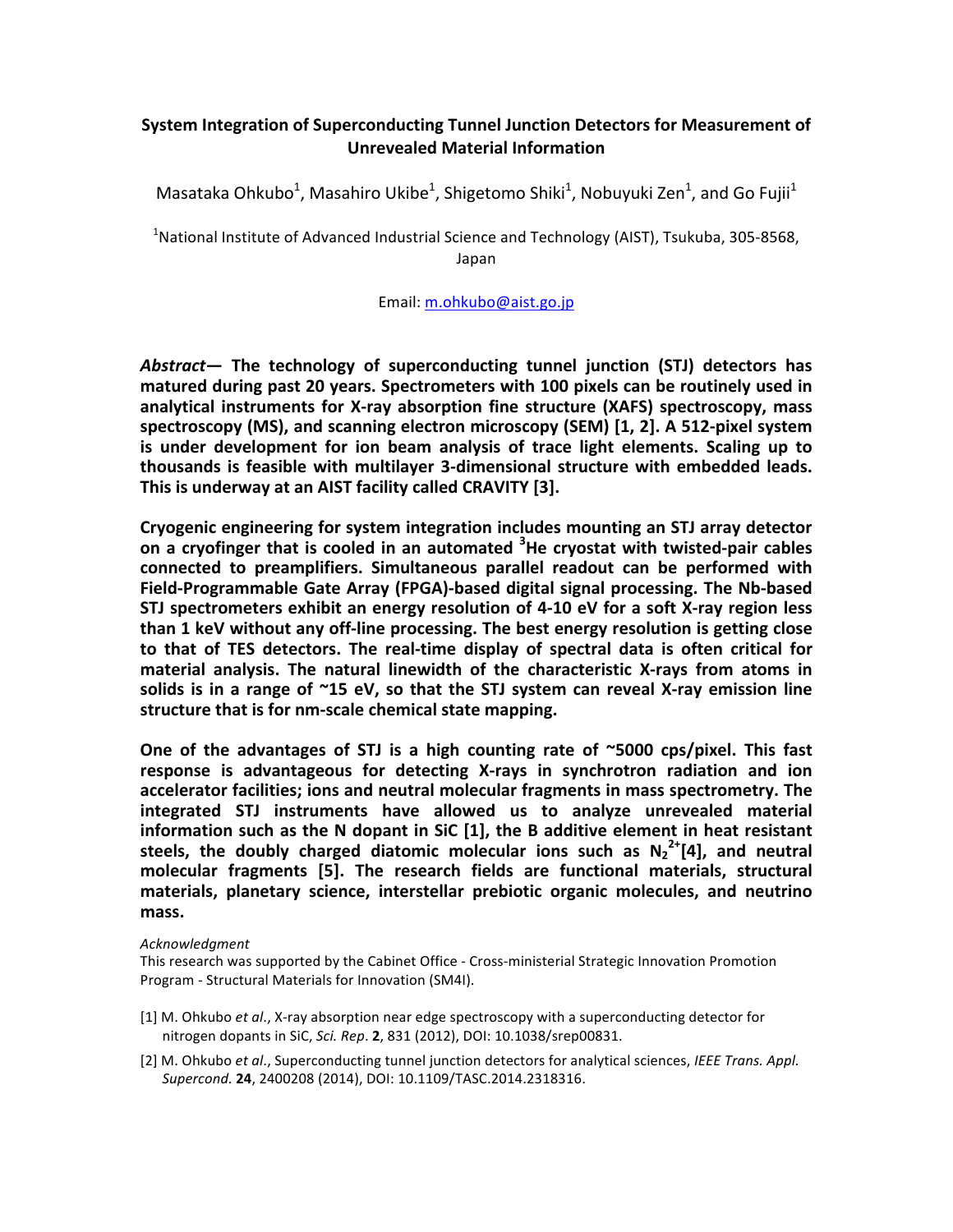# System Integration of Superconducting Tunnel Junction Detectors for Measurement of Unrevealed Material Information

Masataka Ohkubo[1], Masahiro Ukibe[1], Shigetomo Shiki[1], Nobuyuki Zen[1], and Go Fujii[1]

[1]National Institute of Advanced Industrial Science and Technology (AIST), Tsukuba, 305-8568, Japan

Email: m.ohkubo@aist.go.jp

***Abstract*— The technology of superconducting tunnel junction (STJ) detectors has matured during past 20 years. Spectrometers with 100 pixels can be routinely used in analytical instruments for X-ray absorption fine structure (XAFS) spectroscopy, mass spectroscopy (MS), and scanning electron microscopy (SEM) [1, 2]. A 512-pixel system is under development for ion beam analysis of trace light elements. Scaling up to thousands is feasible with multilayer 3-dimensional structure with embedded leads. This is underway at an AIST facility called CRAVITY [3].**

**Cryogenic engineering for system integration includes mounting an STJ array detector on a cryofinger that is cooled in an automated $^{3}$He cryostat with twisted-pair cables connected to preamplifiers. Simultaneous parallel readout can be performed with Field-Programmable Gate Array (FPGA)-based digital signal processing. The Nb-based STJ spectrometers exhibit an energy resolution of 4-10 eV for a soft X-ray region less than 1 keV without any off-line processing. The best energy resolution is getting close to that of TES detectors. The real-time display of spectral data is often critical for material analysis. The natural linewidth of the characteristic X-rays from atoms in solids is in a range of ~15 eV, so that the STJ system can reveal X-ray emission line structure that is for nm-scale chemical state mapping.**

**One of the advantages of STJ is a high counting rate of ~5000 cps/pixel. This fast response is advantageous for detecting X-rays in synchrotron radiation and ion accelerator facilities; ions and neutral molecular fragments in mass spectrometry. The integrated STJ instruments have allowed us to analyze unrevealed material information such as the N dopant in SiC [1], the B additive element in heat resistant steels, the doubly charged diatomic molecular ions such as $N_2^{2+}$[4], and neutral molecular fragments [5]. The research fields are functional materials, structural materials, planetary science, interstellar prebiotic organic molecules, and neutrino mass.**

*Acknowledgment*

This research was supported by the Cabinet Office - Cross-ministerial Strategic Innovation Promotion Program - Structural Materials for Innovation (SM4I).

[1] M. Ohkubo *et al*., X-ray absorption near edge spectroscopy with a superconducting detector for nitrogen dopants in SiC, *Sci. Rep*. **2**, 831 (2012), DOI: 10.1038/srep00831.

[2] M. Ohkubo *et al*., Superconducting tunnel junction detectors for analytical sciences, *IEEE Trans. Appl. Supercond.* **24**, 2400208 (2014), DOI: 10.1109/TASC.2014.2318316.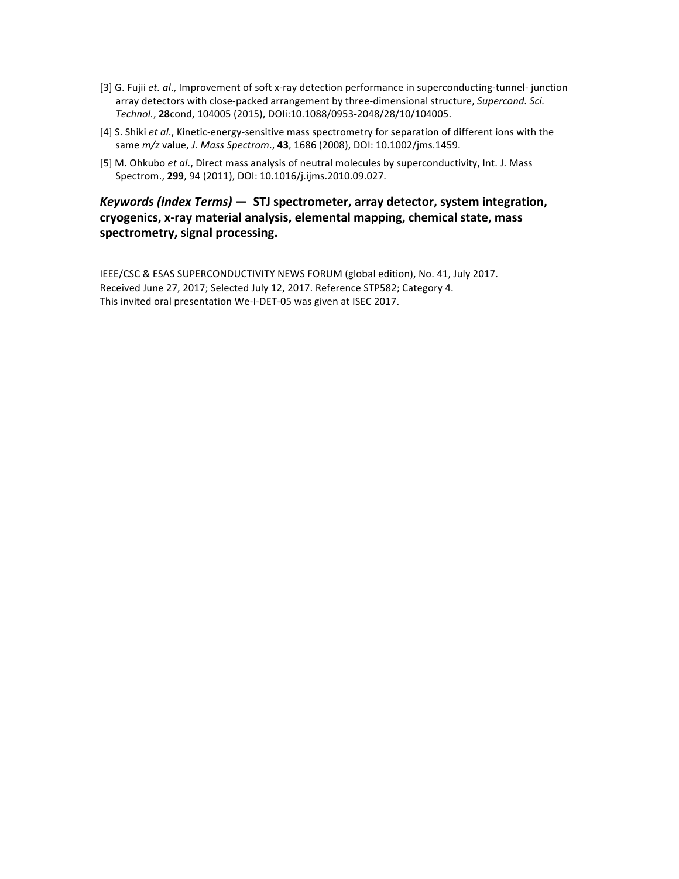[3] G. Fujii *et. al*., Improvement of soft x-ray detection performance in superconducting-tunnel- junction array detectors with close-packed arrangement by three-dimensional structure, *Supercond. Sci. Technol.*, **28**cond, 104005 (2015), DOIi:10.1088/0953-2048/28/10/104005.

[4] S. Shiki *et al*., Kinetic-energy-sensitive mass spectrometry for separation of different ions with the same *m/z* value, *J. Mass Spectrom*., **43**, 1686 (2008), DOI: 10.1002/jms.1459.

[5] M. Ohkubo *et al*., Direct mass analysis of neutral molecules by superconductivity, Int. J. Mass Spectrom., **299**, 94 (2011), DOI: 10.1016/j.ijms.2010.09.027.

***Keywords (Index Terms)* — STJ spectrometer, array detector, system integration, cryogenics, x-ray material analysis, elemental mapping, chemical state, mass spectrometry, signal processing.**

IEEE/CSC & ESAS SUPERCONDUCTIVITY NEWS FORUM (global edition), No. 41, July 2017.
Received June 27, 2017; Selected July 12, 2017. Reference STP582; Category 4.
This invited oral presentation We-I-DET-05 was given at ISEC 2017.